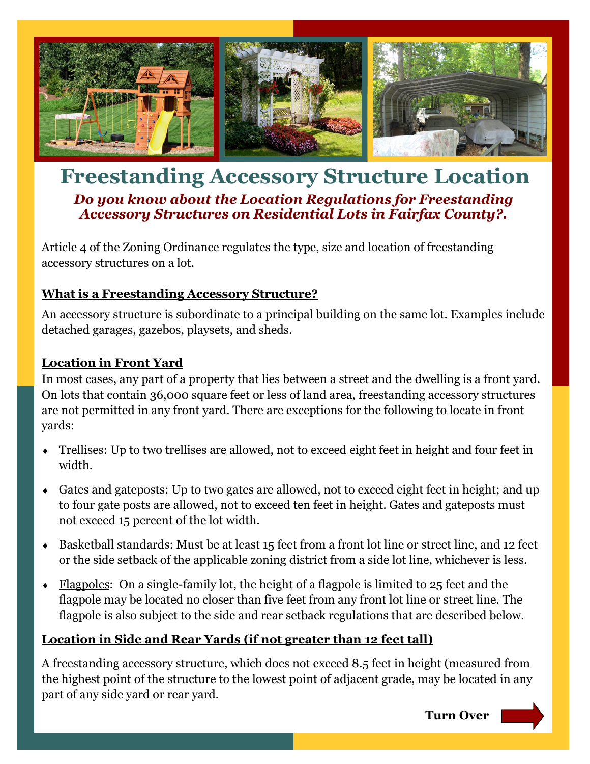# Freestanding Accessory Structure Location

***Do you know about the Location Regulations for Freestanding Accessory Structures on Residential Lots in Fairfax County?.***

Article 4 of the Zoning Ordinance regulates the type, size and location of freestanding accessory structures on a lot.

## What is a Freestanding Accessory Structure?

An accessory structure is subordinate to a principal building on the same lot. Examples include detached garages, gazebos, playsets, and sheds.

## Location in Front Yard

In most cases, any part of a property that lies between a street and the dwelling is a front yard. On lots that contain 36,000 square feet or less of land area, freestanding accessory structures are not permitted in any front yard. There are exceptions for the following to locate in front yards:

- Trellises: Up to two trellises are allowed, not to exceed eight feet in height and four feet in width.
- Gates and gateposts: Up to two gates are allowed, not to exceed eight feet in height; and up to four gate posts are allowed, not to exceed ten feet in height. Gates and gateposts must not exceed 15 percent of the lot width.
- Basketball standards: Must be at least 15 feet from a front lot line or street line, and 12 feet or the side setback of the applicable zoning district from a side lot line, whichever is less.
- Flagpoles: On a single-family lot, the height of a flagpole is limited to 25 feet and the flagpole may be located no closer than five feet from any front lot line or street line. The flagpole is also subject to the side and rear setback regulations that are described below.

## Location in Side and Rear Yards (if not greater than 12 feet tall)

A freestanding accessory structure, which does not exceed 8.5 feet in height (measured from the highest point of the structure to the lowest point of adjacent grade, may be located in any part of any side yard or rear yard.

**Turn Over**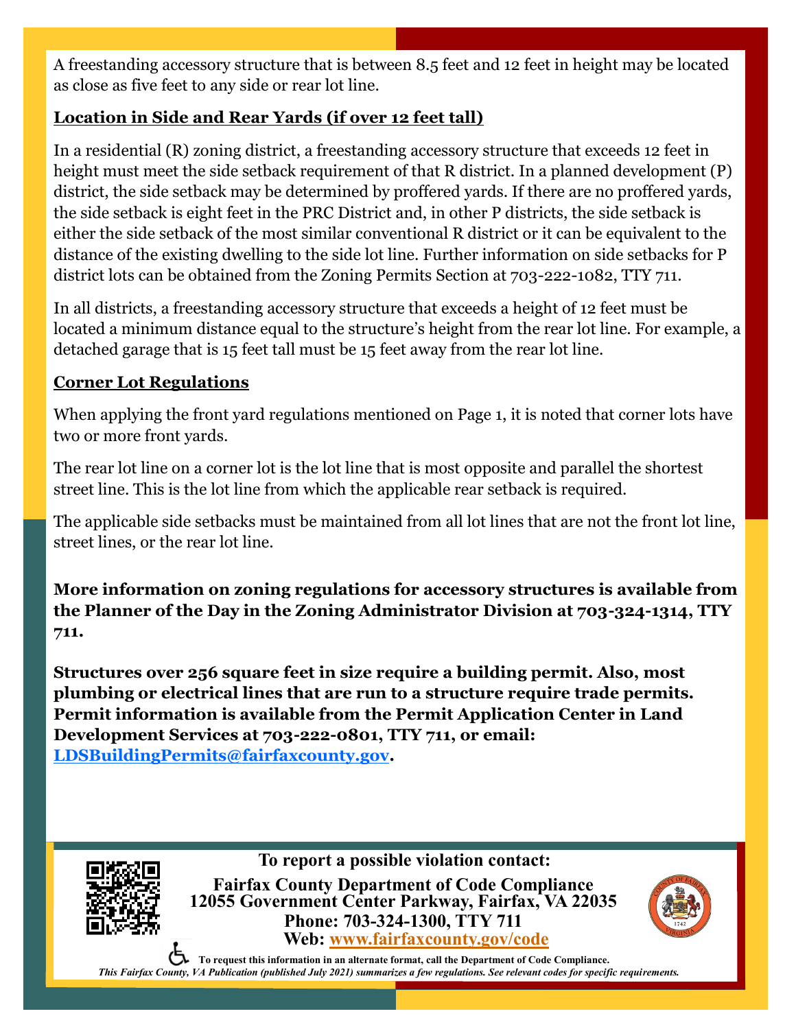A freestanding accessory structure that is between 8.5 feet and 12 feet in height may be located as close as five feet to any side or rear lot line.

## Location in Side and Rear Yards (if over 12 feet tall)

In a residential (R) zoning district, a freestanding accessory structure that exceeds 12 feet in height must meet the side setback requirement of that R district. In a planned development (P) district, the side setback may be determined by proffered yards. If there are no proffered yards, the side setback is eight feet in the PRC District and, in other P districts, the side setback is either the side setback of the most similar conventional R district or it can be equivalent to the distance of the existing dwelling to the side lot line. Further information on side setbacks for P district lots can be obtained from the Zoning Permits Section at 703-222-1082, TTY 711.

In all districts, a freestanding accessory structure that exceeds a height of 12 feet must be located a minimum distance equal to the structure's height from the rear lot line. For example, a detached garage that is 15 feet tall must be 15 feet away from the rear lot line.

## Corner Lot Regulations

When applying the front yard regulations mentioned on Page 1, it is noted that corner lots have two or more front yards.

The rear lot line on a corner lot is the lot line that is most opposite and parallel the shortest street line. This is the lot line from which the applicable rear setback is required.

The applicable side setbacks must be maintained from all lot lines that are not the front lot line, street lines, or the rear lot line.

**More information on zoning regulations for accessory structures is available from the Planner of the Day in the Zoning Administrator Division at 703-324-1314, TTY 711.**

**Structures over 256 square feet in size require a building permit. Also, most plumbing or electrical lines that are run to a structure require trade permits. Permit information is available from the Permit Application Center in Land Development Services at 703-222-0801, TTY 711, or email: [LDSBuildingPermits@fairfaxcounty.gov](mailto:LDSBuildingPermits@fairfaxcounty.gov).**

**To report a possible violation contact:**

**Fairfax County Department of Code Compliance**
**12055 Government Center Parkway, Fairfax, VA 22035**
**Phone: 703-324-1300, TTY 711**
**Web: [www.fairfaxcounty.gov/code](http://www.fairfaxcounty.gov/code)**

**To request this information in an alternate format, call the Department of Code Compliance.**

***This Fairfax County, VA Publication (published July 2021) summarizes a few regulations. See relevant codes for specific requirements.***